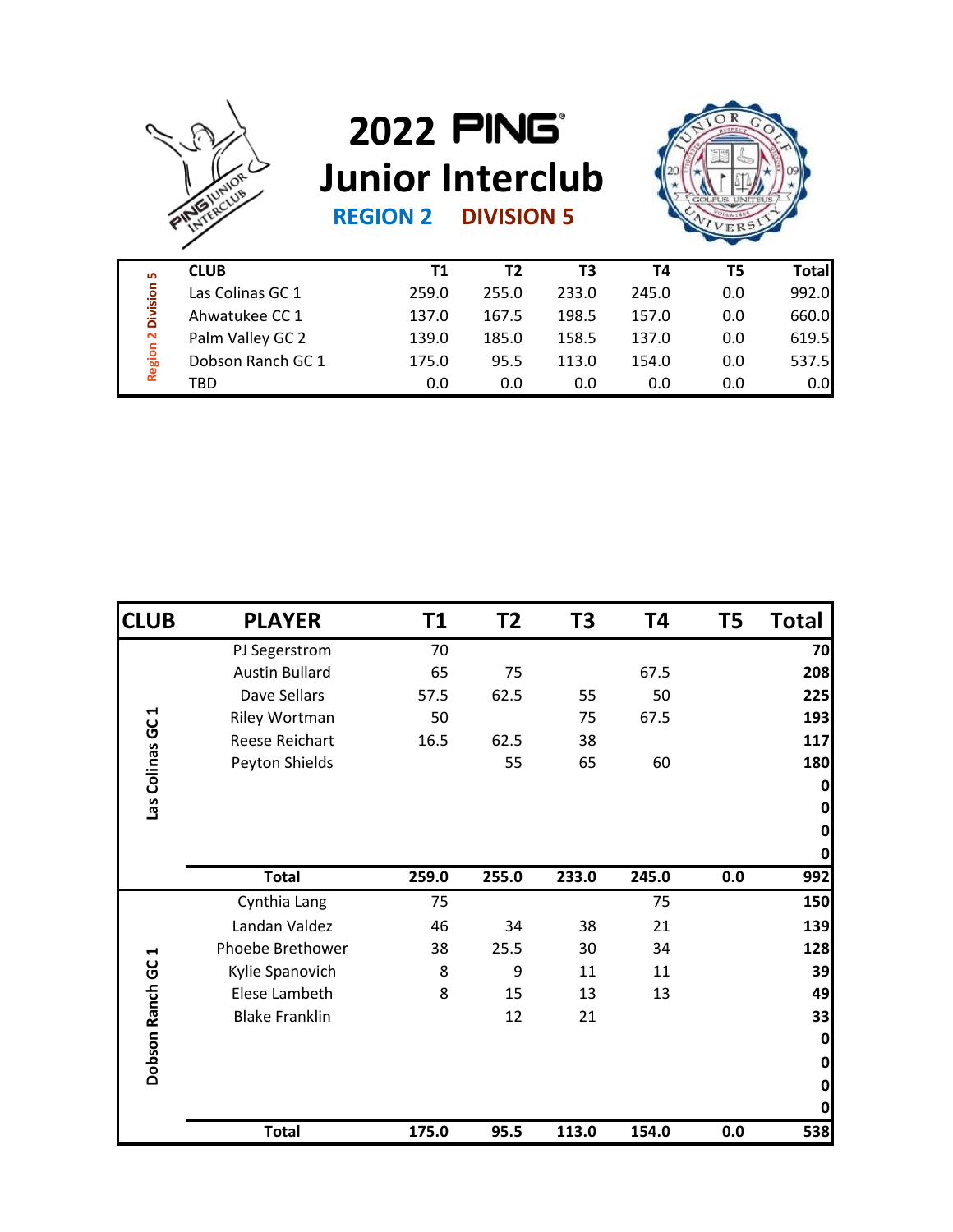# 2022 PING Junior Interclub

## REGION 2 DIVISION 5

| Region 2 Division 5 | CLUB | T1 | T2 | T3 | T4 | T5 | Total |
|---|---|---|---|---|---|---|---|
| | Las Colinas GC 1 | 259.0 | 255.0 | 233.0 | 245.0 | 0.0 | 992.0 |
| | Ahwatukee CC 1 | 137.0 | 167.5 | 198.5 | 157.0 | 0.0 | 660.0 |
| | Palm Valley GC 2 | 139.0 | 185.0 | 158.5 | 137.0 | 0.0 | 619.5 |
| | Dobson Ranch GC 1 | 175.0 | 95.5 | 113.0 | 154.0 | 0.0 | 537.5 |
| | TBD | 0.0 | 0.0 | 0.0 | 0.0 | 0.0 | 0.0 |

| CLUB | PLAYER | T1 | T2 | T3 | T4 | T5 | Total |
|---|---|---|---|---|---|---|---|
| Las Colinas GC 1 | PJ Segerstrom | 70 | | | | | 70 |
| | Austin Bullard | 65 | 75 | | 67.5 | | 208 |
| | Dave Sellars | 57.5 | 62.5 | 55 | 50 | | 225 |
| | Riley Wortman | 50 | | 75 | 67.5 | | 193 |
| | Reese Reichart | 16.5 | 62.5 | 38 | | | 117 |
| | Peyton Shields | | 55 | 65 | 60 | | 180 |
| | | | | | | | 0 |
| | | | | | | | 0 |
| | | | | | | | 0 |
| | | | | | | | 0 |
| | **Total** | **259.0** | **255.0** | **233.0** | **245.0** | **0.0** | **992** |
| Dobson Ranch GC 1 | Cynthia Lang | 75 | | | 75 | | 150 |
| | Landan Valdez | 46 | 34 | 38 | 21 | | 139 |
| | Phoebe Brethower | 38 | 25.5 | 30 | 34 | | 128 |
| | Kylie Spanovich | 8 | 9 | 11 | 11 | | 39 |
| | Elese Lambeth | 8 | 15 | 13 | 13 | | 49 |
| | Blake Franklin | | 12 | 21 | | | 33 |
| | | | | | | | 0 |
| | | | | | | | 0 |
| | | | | | | | 0 |
| | | | | | | | 0 |
| | **Total** | **175.0** | **95.5** | **113.0** | **154.0** | **0.0** | **538** |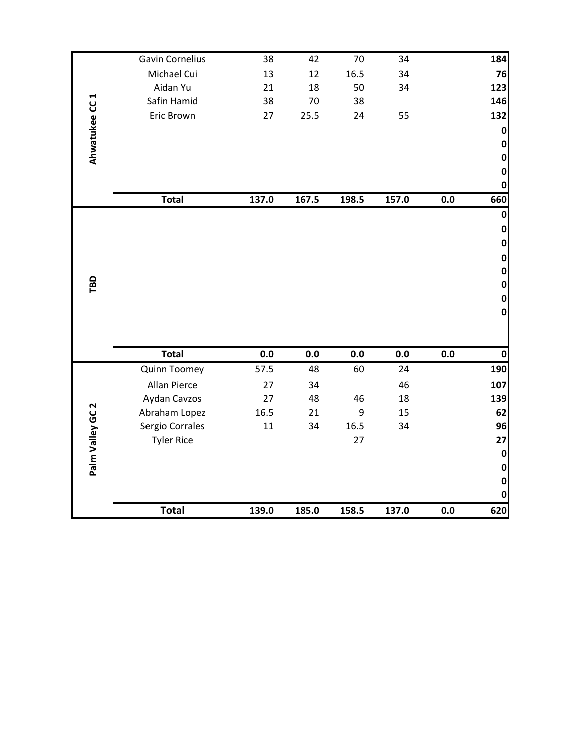| | | | | | | | |
|---|---|---|---|---|---|---|---|
| **Ahwatukee CC 1** | Gavin Cornelius | 38 | 42 | 70 | 34 | | **184** |
| | Michael Cui | 13 | 12 | 16.5 | 34 | | **76** |
| | Aidan Yu | 21 | 18 | 50 | 34 | | **123** |
| | Safin Hamid | 38 | 70 | 38 | | | **146** |
| | Eric Brown | 27 | 25.5 | 24 | 55 | | **132** |
| | | | | | | | **0** |
| | | | | | | | **0** |
| | | | | | | | **0** |
| | | | | | | | **0** |
| | | | | | | | **0** |
| | **Total** | **137.0** | **167.5** | **198.5** | **157.0** | **0.0** | **660** |
| **TBD** | | | | | | | **0** |
| | | | | | | | **0** |
| | | | | | | | **0** |
| | | | | | | | **0** |
| | | | | | | | **0** |
| | | | | | | | **0** |
| | | | | | | | **0** |
| | | | | | | | **0** |
| | **Total** | **0.0** | **0.0** | **0.0** | **0.0** | **0.0** | **0** |
| **Palm Valley GC 2** | Quinn Toomey | 57.5 | 48 | 60 | 24 | | **190** |
| | Allan Pierce | 27 | 34 | | 46 | | **107** |
| | Aydan Cavzos | 27 | 48 | 46 | 18 | | **139** |
| | Abraham Lopez | 16.5 | 21 | 9 | 15 | | **62** |
| | Sergio Corrales | 11 | 34 | 16.5 | 34 | | **96** |
| | Tyler Rice | | | 27 | | | **27** |
| | | | | | | | **0** |
| | | | | | | | **0** |
| | | | | | | | **0** |
| | | | | | | | **0** |
| | **Total** | **139.0** | **185.0** | **158.5** | **137.0** | **0.0** | **620** |